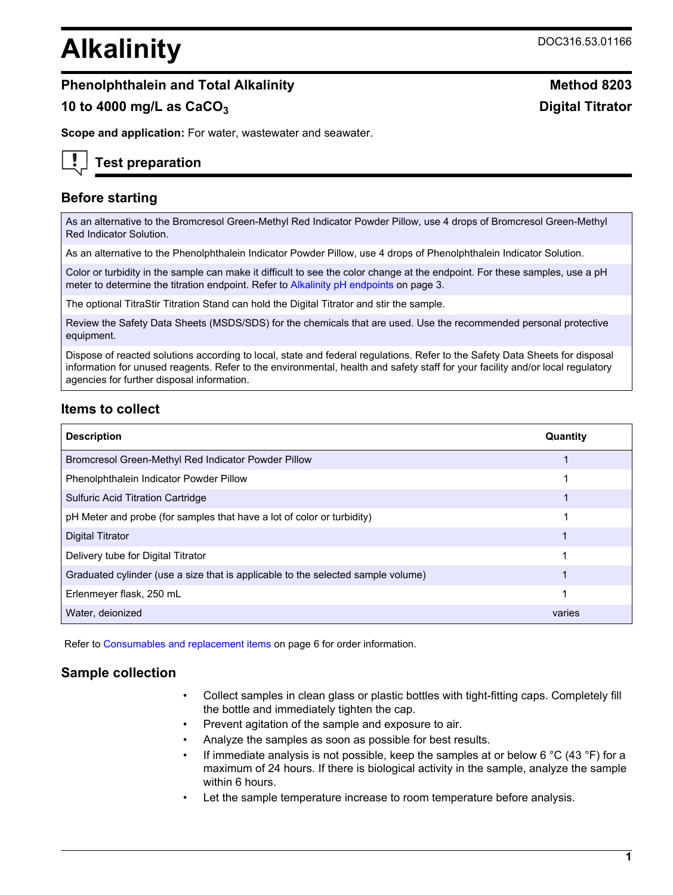# Alkalinity

DOC316.53.01166

## Phenolphthalein and Total Alkalinity

**Method 8203**

**10 to 4000 mg/L as $CaCO_3$**

**Digital Titrator**

**Scope and application:** For water, wastewater and seawater.

## Test preparation

### Before starting

As an alternative to the Bromcresol Green-Methyl Red Indicator Powder Pillow, use 4 drops of Bromcresol Green-Methyl Red Indicator Solution.

As an alternative to the Phenolphthalein Indicator Powder Pillow, use 4 drops of Phenolphthalein Indicator Solution.

Color or turbidity in the sample can make it difficult to see the color change at the endpoint. For these samples, use a pH meter to determine the titration endpoint. Refer to Alkalinity pH endpoints on page 3.

The optional TitraStir Titration Stand can hold the Digital Titrator and stir the sample.

Review the Safety Data Sheets (MSDS/SDS) for the chemicals that are used. Use the recommended personal protective equipment.

Dispose of reacted solutions according to local, state and federal regulations. Refer to the Safety Data Sheets for disposal information for unused reagents. Refer to the environmental, health and safety staff for your facility and/or local regulatory agencies for further disposal information.

### Items to collect

| Description | Quantity |
| --- | --- |
| Bromcresol Green-Methyl Red Indicator Powder Pillow | 1 |
| Phenolphthalein Indicator Powder Pillow | 1 |
| Sulfuric Acid Titration Cartridge | 1 |
| pH Meter and probe (for samples that have a lot of color or turbidity) | 1 |
| Digital Titrator | 1 |
| Delivery tube for Digital Titrator | 1 |
| Graduated cylinder (use a size that is applicable to the selected sample volume) | 1 |
| Erlenmeyer flask, 250 mL | 1 |
| Water, deionized | varies |

Refer to Consumables and replacement items on page 6 for order information.

### Sample collection

- Collect samples in clean glass or plastic bottles with tight-fitting caps. Completely fill the bottle and immediately tighten the cap.
- Prevent agitation of the sample and exposure to air.
- Analyze the samples as soon as possible for best results.
- If immediate analysis is not possible, keep the samples at or below 6 °C (43 °F) for a maximum of 24 hours. If there is biological activity in the sample, analyze the sample within 6 hours.
- Let the sample temperature increase to room temperature before analysis.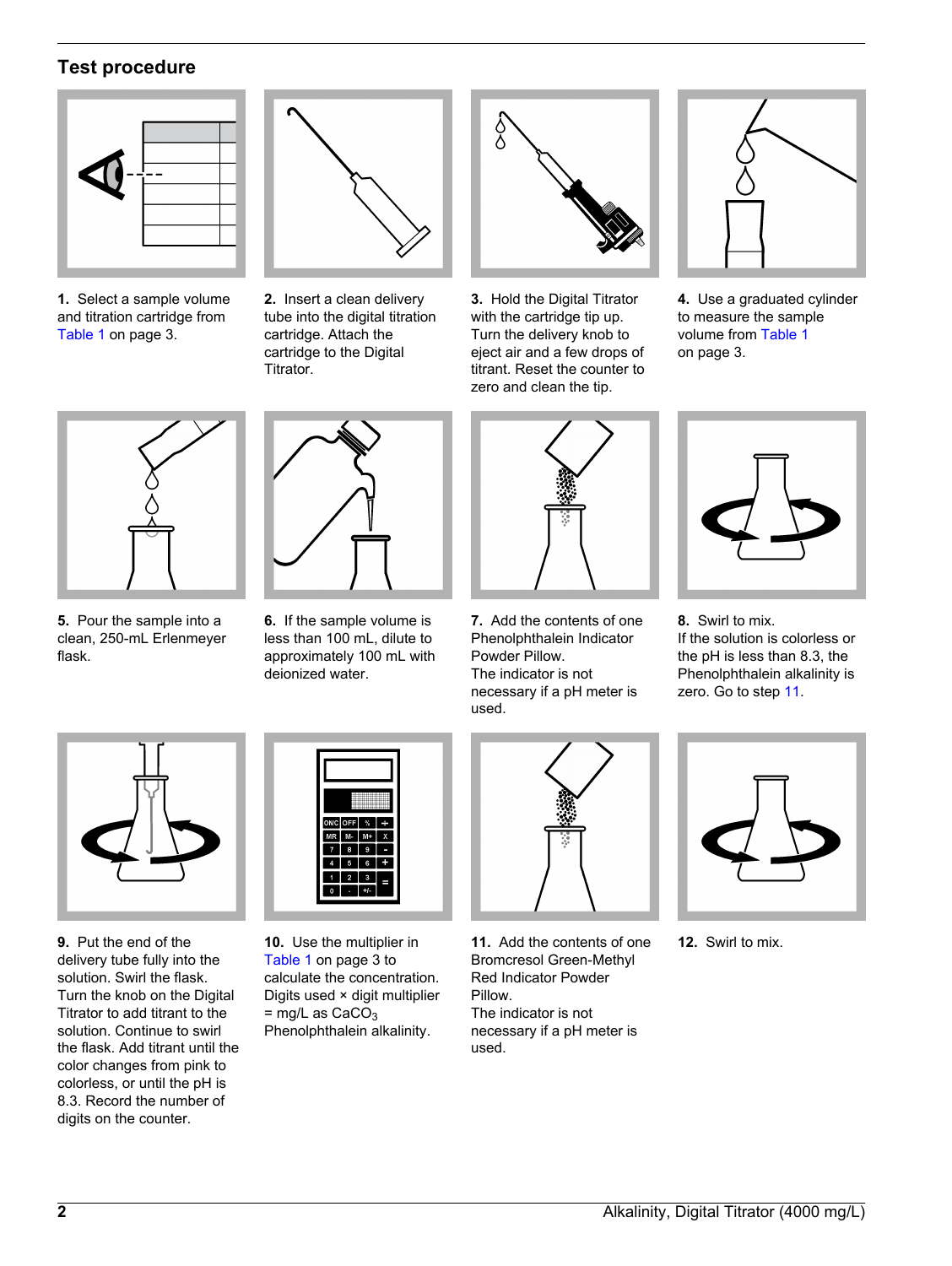## Test procedure

1. Select a sample volume and titration cartridge from Table 1 on page 3.

2. Insert a clean delivery tube into the digital titration cartridge. Attach the cartridge to the Digital Titrator.

3. Hold the Digital Titrator with the cartridge tip up. Turn the delivery knob to eject air and a few drops of titrant. Reset the counter to zero and clean the tip.

4. Use a graduated cylinder to measure the sample volume from Table 1 on page 3.

5. Pour the sample into a clean, 250-mL Erlenmeyer flask.

6. If the sample volume is less than 100 mL, dilute to approximately 100 mL with deionized water.

7. Add the contents of one Phenolphthalein Indicator Powder Pillow.
The indicator is not necessary if a pH meter is used.

8. Swirl to mix.
If the solution is colorless or the pH is less than 8.3, the Phenolphthalein alkalinity is zero. Go to step 11.

9. Put the end of the delivery tube fully into the solution. Swirl the flask. Turn the knob on the Digital Titrator to add titrant to the solution. Continue to swirl the flask. Add titrant until the color changes from pink to colorless, or until the pH is 8.3. Record the number of digits on the counter.

10. Use the multiplier in Table 1 on page 3 to calculate the concentration.
Digits used × digit multiplier = mg/L as $CaCO_3$ Phenolphthalein alkalinity.

11. Add the contents of one Bromcresol Green-Methyl Red Indicator Powder Pillow.
The indicator is not necessary if a pH meter is used.

12. Swirl to mix.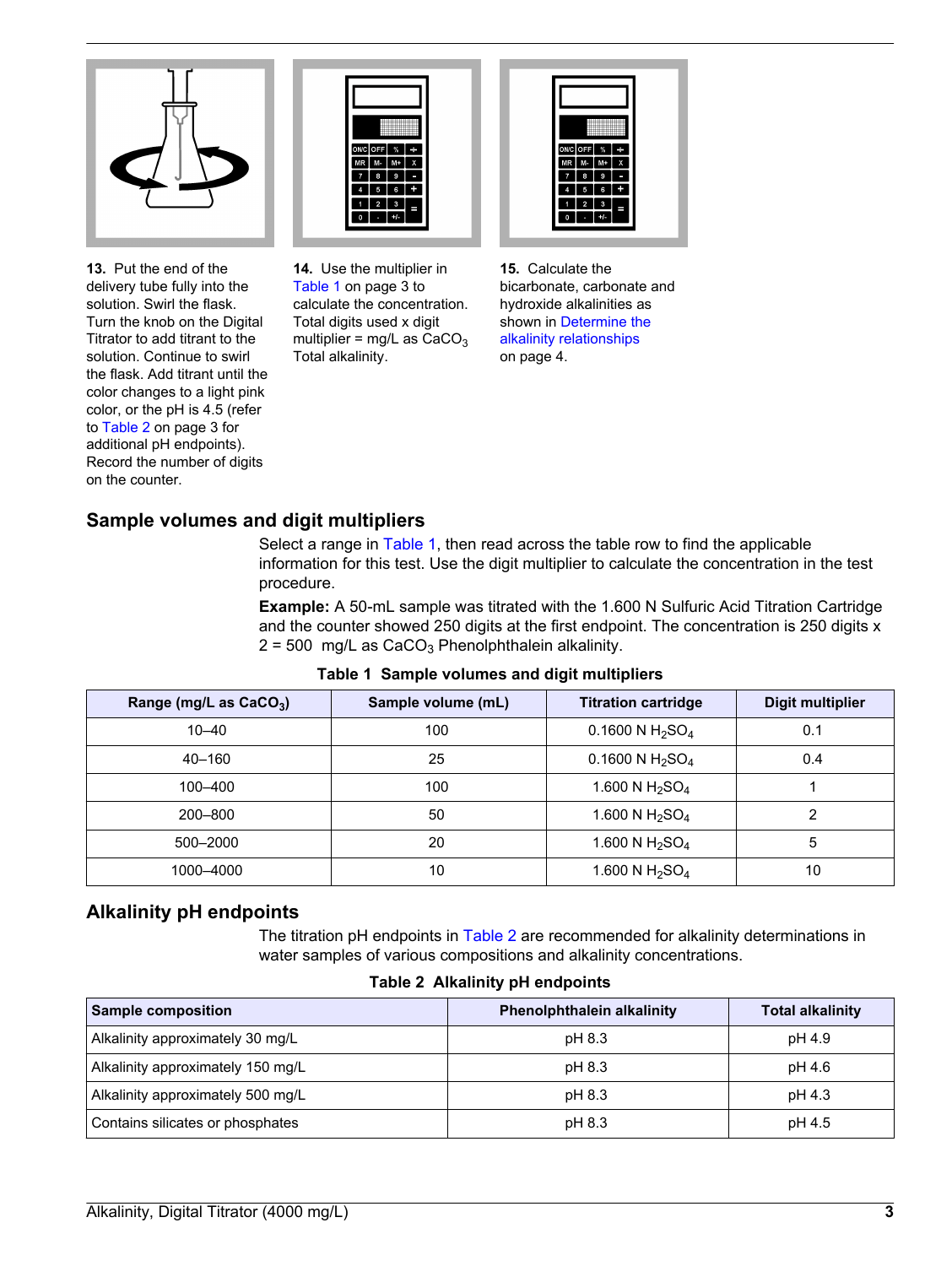13. Put the end of the delivery tube fully into the solution. Swirl the flask. Turn the knob on the Digital Titrator to add titrant to the solution. Continue to swirl the flask. Add titrant until the color changes to a light pink color, or the pH is 4.5 (refer to Table 2 on page 3 for additional pH endpoints). Record the number of digits on the counter.

14. Use the multiplier in Table 1 on page 3 to calculate the concentration. Total digits used x digit multiplier = mg/L as $CaCO_3$ Total alkalinity.

15. Calculate the bicarbonate, carbonate and hydroxide alkalinities as shown in Determine the alkalinity relationships on page 4.

## Sample volumes and digit multipliers

Select a range in Table 1, then read across the table row to find the applicable information for this test. Use the digit multiplier to calculate the concentration in the test procedure.

**Example:** A 50-mL sample was titrated with the 1.600 N Sulfuric Acid Titration Cartridge and the counter showed 250 digits at the first endpoint. The concentration is 250 digits x 2 = 500 mg/L as $CaCO_3$ Phenolphthalein alkalinity.

**Table 1 Sample volumes and digit multipliers**

| Range (mg/L as $CaCO_3$) | Sample volume (mL) | Titration cartridge | Digit multiplier |
|---|---|---|---|
| 10–40 | 100 | 0.1600 N $H_2SO_4$ | 0.1 |
| 40–160 | 25 | 0.1600 N $H_2SO_4$ | 0.4 |
| 100–400 | 100 | 1.600 N $H_2SO_4$ | 1 |
| 200–800 | 50 | 1.600 N $H_2SO_4$ | 2 |
| 500–2000 | 20 | 1.600 N $H_2SO_4$ | 5 |
| 1000–4000 | 10 | 1.600 N $H_2SO_4$ | 10 |

## Alkalinity pH endpoints

The titration pH endpoints in Table 2 are recommended for alkalinity determinations in water samples of various compositions and alkalinity concentrations.

**Table 2 Alkalinity pH endpoints**

| Sample composition | Phenolphthalein alkalinity | Total alkalinity |
|---|---|---|
| Alkalinity approximately 30 mg/L | pH 8.3 | pH 4.9 |
| Alkalinity approximately 150 mg/L | pH 8.3 | pH 4.6 |
| Alkalinity approximately 500 mg/L | pH 8.3 | pH 4.3 |
| Contains silicates or phosphates | pH 8.3 | pH 4.5 |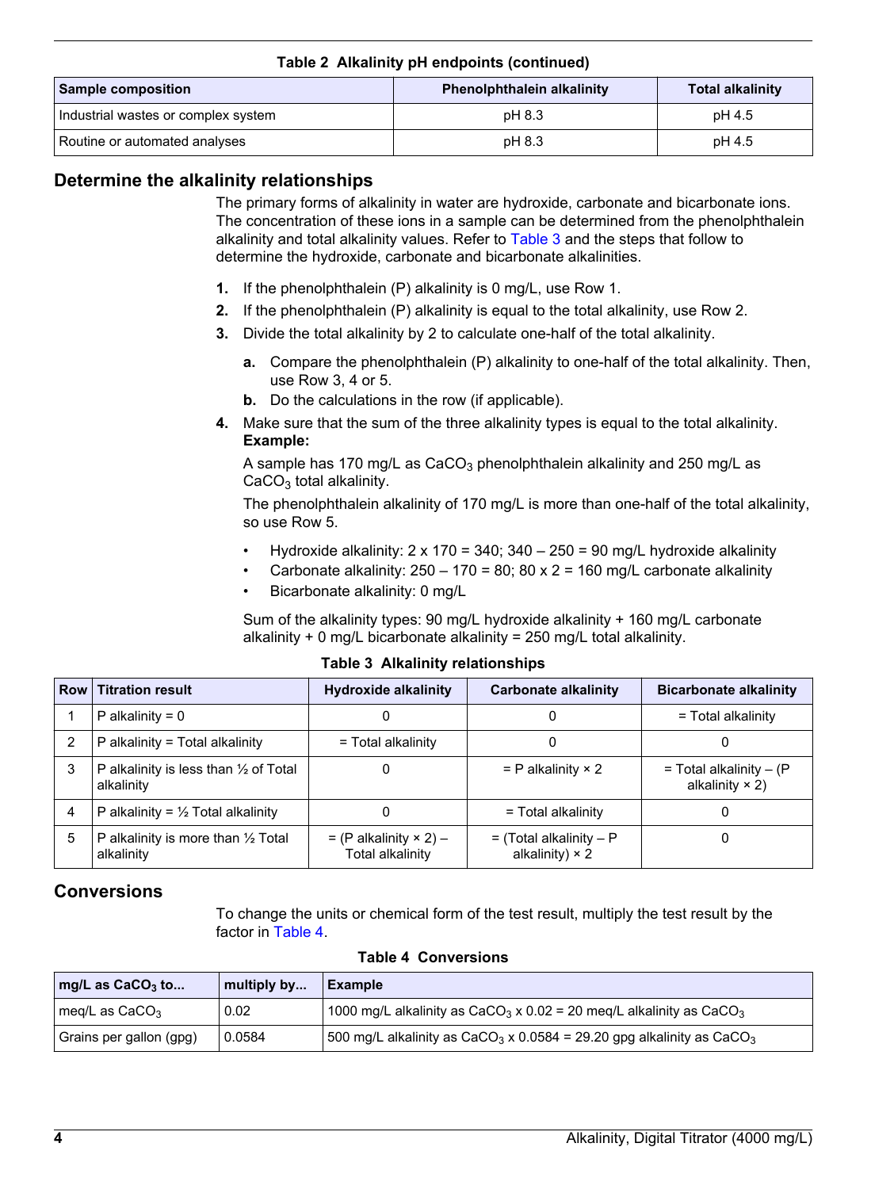**Table 2 Alkalinity pH endpoints (continued)**

| Sample composition | Phenolphthalein alkalinity | Total alkalinity |
|---|---|---|
| Industrial wastes or complex system | pH 8.3 | pH 4.5 |
| Routine or automated analyses | pH 8.3 | pH 4.5 |

## Determine the alkalinity relationships

The primary forms of alkalinity in water are hydroxide, carbonate and bicarbonate ions. The concentration of these ions in a sample can be determined from the phenolphthalein alkalinity and total alkalinity values. Refer to Table 3 and the steps that follow to determine the hydroxide, carbonate and bicarbonate alkalinities.

1. If the phenolphthalein (P) alkalinity is 0 mg/L, use Row 1.
2. If the phenolphthalein (P) alkalinity is equal to the total alkalinity, use Row 2.
3. Divide the total alkalinity by 2 to calculate one-half of the total alkalinity.
    a. Compare the phenolphthalein (P) alkalinity to one-half of the total alkalinity. Then, use Row 3, 4 or 5.
    b. Do the calculations in the row (if applicable).
4. Make sure that the sum of the three alkalinity types is equal to the total alkalinity.
   **Example:**

   A sample has 170 mg/L as $CaCO_3$ phenolphthalein alkalinity and 250 mg/L as $CaCO_3$ total alkalinity.

   The phenolphthalein alkalinity of 170 mg/L is more than one-half of the total alkalinity, so use Row 5.

   - Hydroxide alkalinity: 2 x 170 = 340; 340 – 250 = 90 mg/L hydroxide alkalinity
   - Carbonate alkalinity: 250 – 170 = 80; 80 x 2 = 160 mg/L carbonate alkalinity
   - Bicarbonate alkalinity: 0 mg/L

   Sum of the alkalinity types: 90 mg/L hydroxide alkalinity + 160 mg/L carbonate alkalinity + 0 mg/L bicarbonate alkalinity = 250 mg/L total alkalinity.

**Table 3 Alkalinity relationships**

| Row | Titration result | Hydroxide alkalinity | Carbonate alkalinity | Bicarbonate alkalinity |
|---|---|---|---|---|
| 1 | P alkalinity = 0 | 0 | 0 | = Total alkalinity |
| 2 | P alkalinity = Total alkalinity | = Total alkalinity | 0 | 0 |
| 3 | P alkalinity is less than ½ of Total alkalinity | 0 | = P alkalinity × 2 | = Total alkalinity – (P alkalinity × 2) |
| 4 | P alkalinity = ½ Total alkalinity | 0 | = Total alkalinity | 0 |
| 5 | P alkalinity is more than ½ Total alkalinity | = (P alkalinity × 2) – Total alkalinity | = (Total alkalinity – P alkalinity) × 2 | 0 |

## Conversions

To change the units or chemical form of the test result, multiply the test result by the factor in Table 4.

**Table 4 Conversions**

| mg/L as $CaCO_3$ to... | multiply by... | Example |
|---|---|---|
| meq/L as $CaCO_3$ | 0.02 | 1000 mg/L alkalinity as $CaCO_3$ x 0.02 = 20 meq/L alkalinity as $CaCO_3$ |
| Grains per gallon (gpg) | 0.0584 | 500 mg/L alkalinity as $CaCO_3$ x 0.0584 = 29.20 gpg alkalinity as $CaCO_3$ |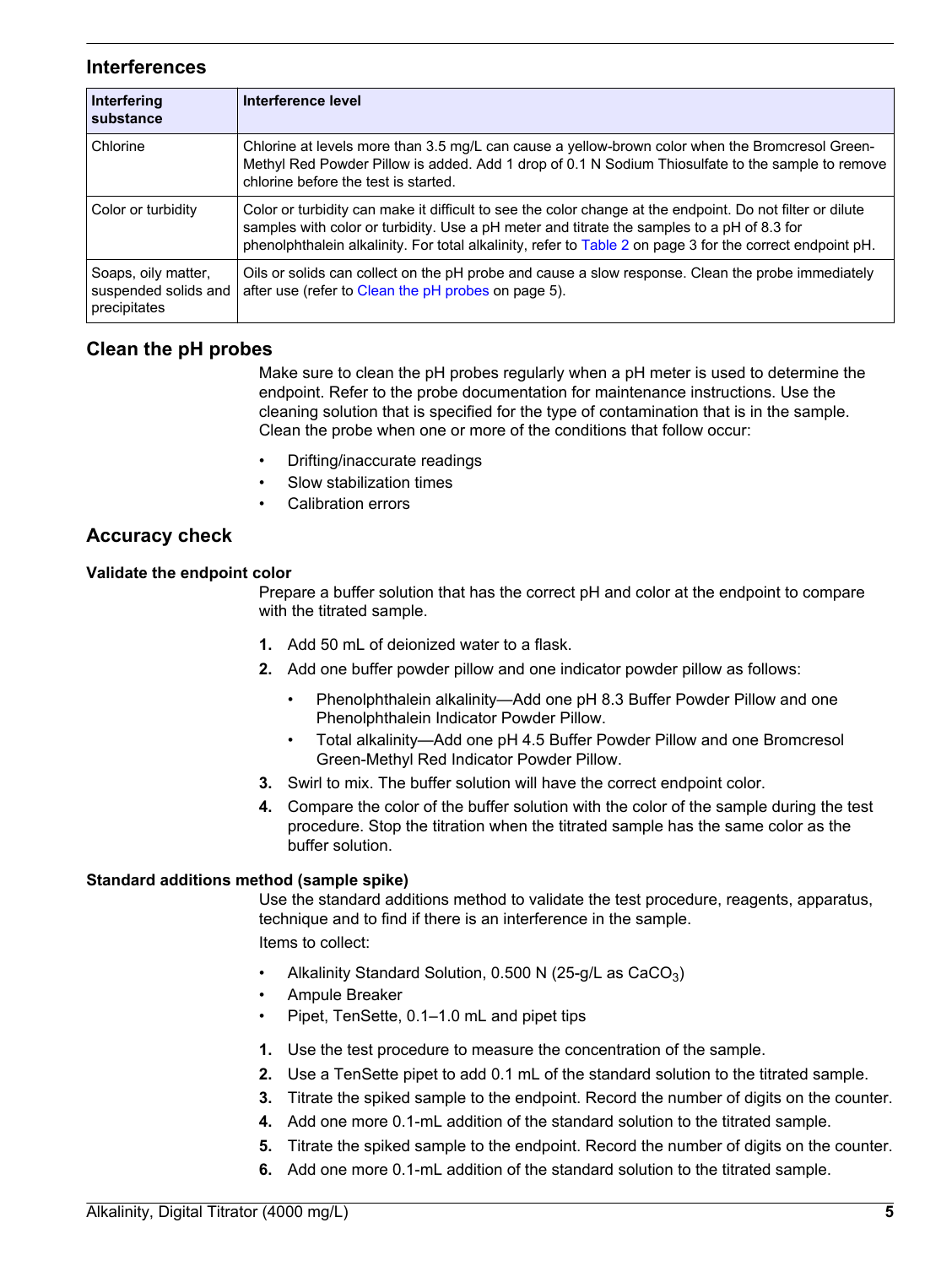## Interferences

| Interfering substance | Interference level |
| --- | --- |
| Chlorine | Chlorine at levels more than 3.5 mg/L can cause a yellow-brown color when the Bromcresol Green-Methyl Red Powder Pillow is added. Add 1 drop of 0.1 N Sodium Thiosulfate to the sample to remove chlorine before the test is started. |
| Color or turbidity | Color or turbidity can make it difficult to see the color change at the endpoint. Do not filter or dilute samples with color or turbidity. Use a pH meter and titrate the samples to a pH of 8.3 for phenolphthalein alkalinity. For total alkalinity, refer to Table 2 on page 3 for the correct endpoint pH. |
| Soaps, oily matter, suspended solids and precipitates | Oils or solids can collect on the pH probe and cause a slow response. Clean the probe immediately after use (refer to Clean the pH probes on page 5). |

## Clean the pH probes

Make sure to clean the pH probes regularly when a pH meter is used to determine the endpoint. Refer to the probe documentation for maintenance instructions. Use the cleaning solution that is specified for the type of contamination that is in the sample. Clean the probe when one or more of the conditions that follow occur:

- Drifting/inaccurate readings
- Slow stabilization times
- Calibration errors

## Accuracy check

### Validate the endpoint color

Prepare a buffer solution that has the correct pH and color at the endpoint to compare with the titrated sample.

1. Add 50 mL of deionized water to a flask.
2. Add one buffer powder pillow and one indicator powder pillow as follows:
   - Phenolphthalein alkalinity—Add one pH 8.3 Buffer Powder Pillow and one Phenolphthalein Indicator Powder Pillow.
   - Total alkalinity—Add one pH 4.5 Buffer Powder Pillow and one Bromcresol Green-Methyl Red Indicator Powder Pillow.
3. Swirl to mix. The buffer solution will have the correct endpoint color.
4. Compare the color of the buffer solution with the color of the sample during the test procedure. Stop the titration when the titrated sample has the same color as the buffer solution.

### Standard additions method (sample spike)

Use the standard additions method to validate the test procedure, reagents, apparatus, technique and to find if there is an interference in the sample.

Items to collect:

- Alkalinity Standard Solution, 0.500 N (25-g/L as $CaCO_3$)
- Ampule Breaker
- Pipet, TenSette, 0.1–1.0 mL and pipet tips

1. Use the test procedure to measure the concentration of the sample.
2. Use a TenSette pipet to add 0.1 mL of the standard solution to the titrated sample.
3. Titrate the spiked sample to the endpoint. Record the number of digits on the counter.
4. Add one more 0.1-mL addition of the standard solution to the titrated sample.
5. Titrate the spiked sample to the endpoint. Record the number of digits on the counter.
6. Add one more 0.1-mL addition of the standard solution to the titrated sample.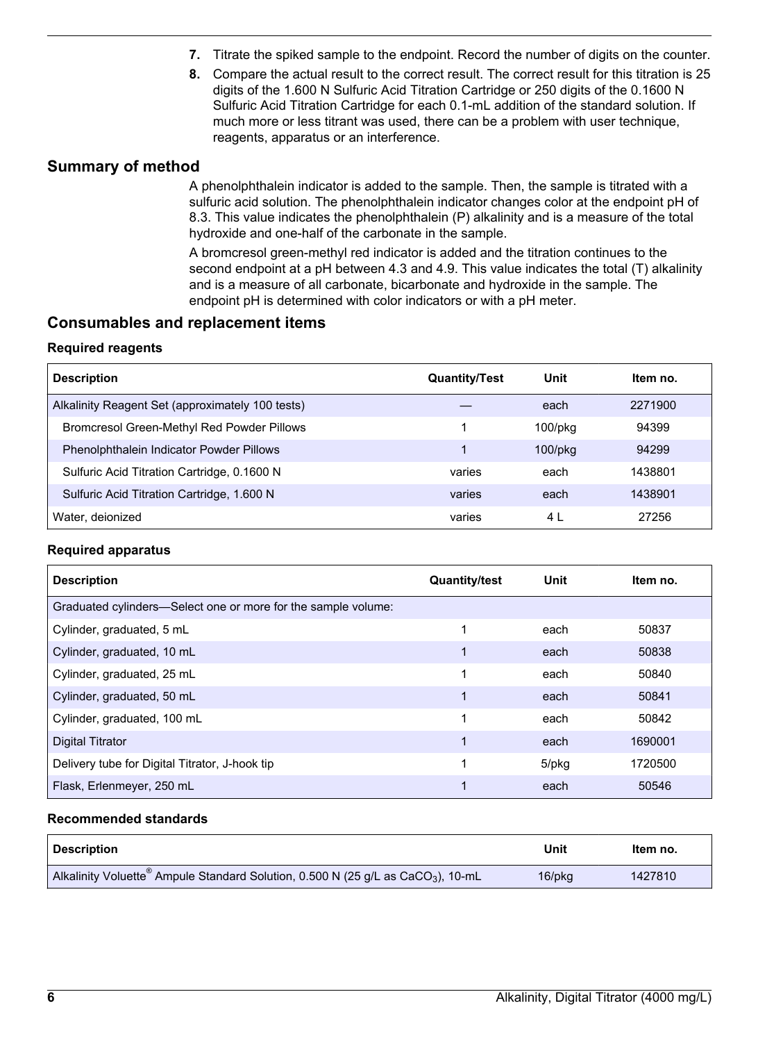7. Titrate the spiked sample to the endpoint. Record the number of digits on the counter.
8. Compare the actual result to the correct result. The correct result for this titration is 25 digits of the 1.600 N Sulfuric Acid Titration Cartridge or 250 digits of the 0.1600 N Sulfuric Acid Titration Cartridge for each 0.1-mL addition of the standard solution. If much more or less titrant was used, there can be a problem with user technique, reagents, apparatus or an interference.

## Summary of method

A phenolphthalein indicator is added to the sample. Then, the sample is titrated with a sulfuric acid solution. The phenolphthalein indicator changes color at the endpoint pH of 8.3. This value indicates the phenolphthalein (P) alkalinity and is a measure of the total hydroxide and one-half of the carbonate in the sample.

A bromcresol green-methyl red indicator is added and the titration continues to the second endpoint at a pH between 4.3 and 4.9. This value indicates the total (T) alkalinity and is a measure of all carbonate, bicarbonate and hydroxide in the sample. The endpoint pH is determined with color indicators or with a pH meter.

## Consumables and replacement items

### Required reagents

| Description | Quantity/Test | Unit | Item no. |
|---|---|---|---|
| Alkalinity Reagent Set (approximately 100 tests) | — | each | 2271900 |
| Bromcresol Green-Methyl Red Powder Pillows | 1 | 100/pkg | 94399 |
| Phenolphthalein Indicator Powder Pillows | 1 | 100/pkg | 94299 |
| Sulfuric Acid Titration Cartridge, 0.1600 N | varies | each | 1438801 |
| Sulfuric Acid Titration Cartridge, 1.600 N | varies | each | 1438901 |
| Water, deionized | varies | 4 L | 27256 |

### Required apparatus

| Description | Quantity/test | Unit | Item no. |
|---|---|---|---|
| Graduated cylinders—Select one or more for the sample volume: | | | |
| Cylinder, graduated, 5 mL | 1 | each | 50837 |
| Cylinder, graduated, 10 mL | 1 | each | 50838 |
| Cylinder, graduated, 25 mL | 1 | each | 50840 |
| Cylinder, graduated, 50 mL | 1 | each | 50841 |
| Cylinder, graduated, 100 mL | 1 | each | 50842 |
| Digital Titrator | 1 | each | 1690001 |
| Delivery tube for Digital Titrator, J-hook tip | 1 | 5/pkg | 1720500 |
| Flask, Erlenmeyer, 250 mL | 1 | each | 50546 |

### Recommended standards

| Description | Unit | Item no. |
|---|---|---|
| Alkalinity Voluette® Ampule Standard Solution, 0.500 N (25 g/L as $CaCO_3$), 10-mL | 16/pkg | 1427810 |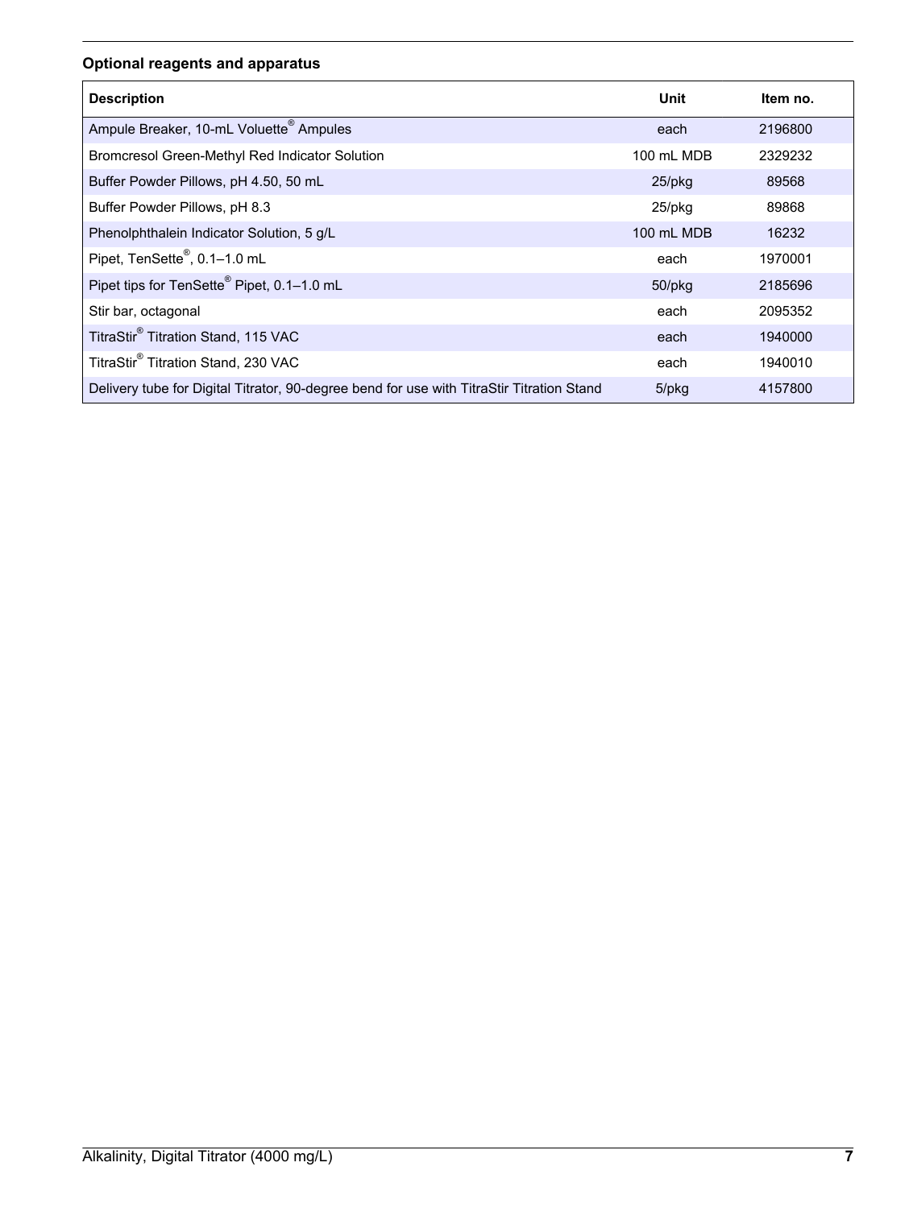### Optional reagents and apparatus

| Description | Unit | Item no. |
|---|---|---|
| Ampule Breaker, 10-mL Voluette® Ampules | each | 2196800 |
| Bromcresol Green-Methyl Red Indicator Solution | 100 mL MDB | 2329232 |
| Buffer Powder Pillows, pH 4.50, 50 mL | 25/pkg | 89568 |
| Buffer Powder Pillows, pH 8.3 | 25/pkg | 89868 |
| Phenolphthalein Indicator Solution, 5 g/L | 100 mL MDB | 16232 |
| Pipet, TenSette®, 0.1–1.0 mL | each | 1970001 |
| Pipet tips for TenSette® Pipet, 0.1–1.0 mL | 50/pkg | 2185696 |
| Stir bar, octagonal | each | 2095352 |
| TitraStir® Titration Stand, 115 VAC | each | 1940000 |
| TitraStir® Titration Stand, 230 VAC | each | 1940010 |
| Delivery tube for Digital Titrator, 90-degree bend for use with TitraStir Titration Stand | 5/pkg | 4157800 |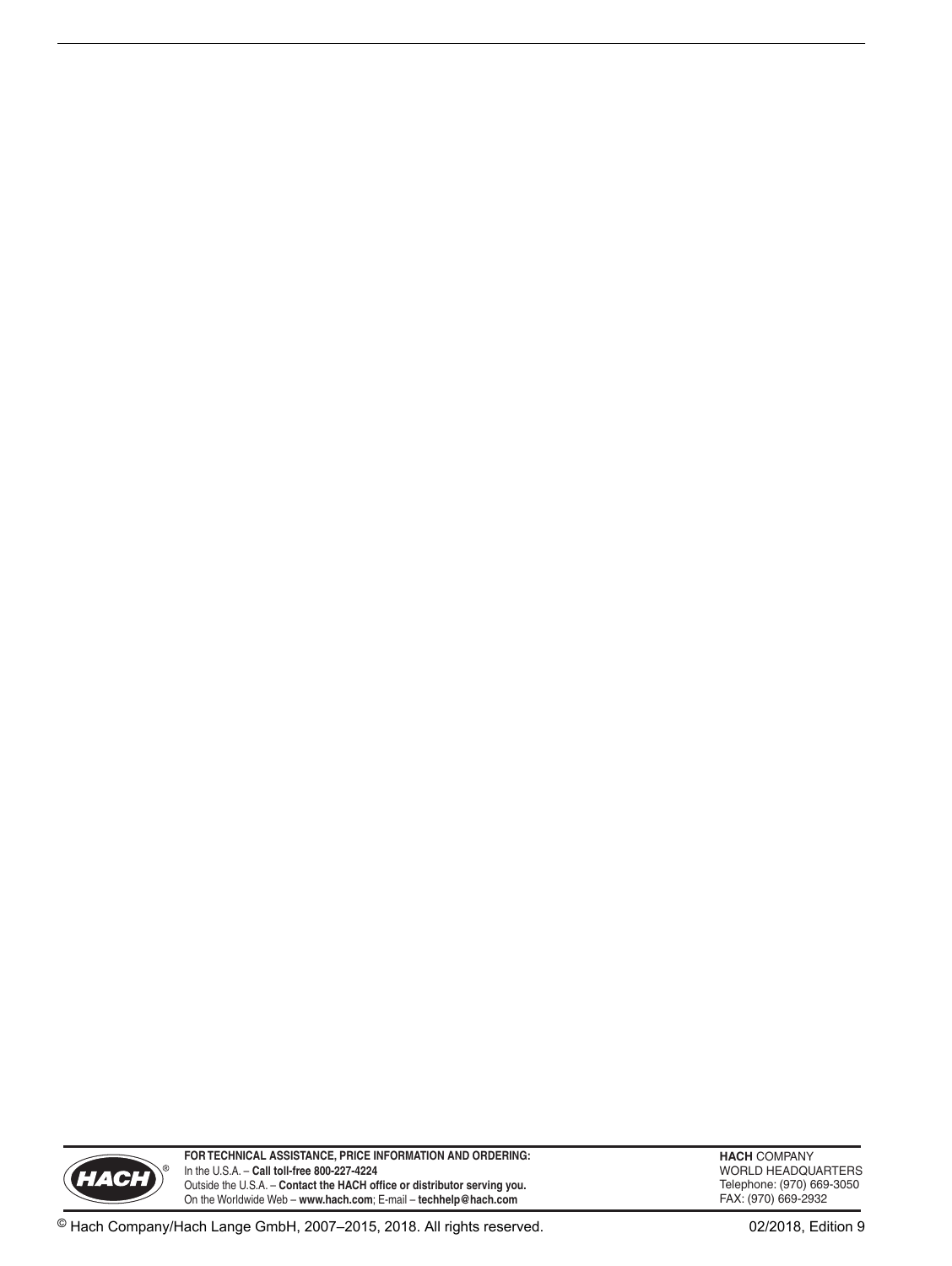**FOR TECHNICAL ASSISTANCE, PRICE INFORMATION AND ORDERING:**
In the U.S.A. – **Call toll-free 800-227-4224**
Outside the U.S.A. – **Contact the HACH office or distributor serving you.**
On the Worldwide Web – **www.hach.com**; E-mail – **techhelp@hach.com**

**HACH** COMPANY
WORLD HEADQUARTERS
Telephone: (970) 669-3050
FAX: (970) 669-2932

© Hach Company/Hach Lange GmbH, 2007–2015, 2018. All rights reserved.

02/2018, Edition 9